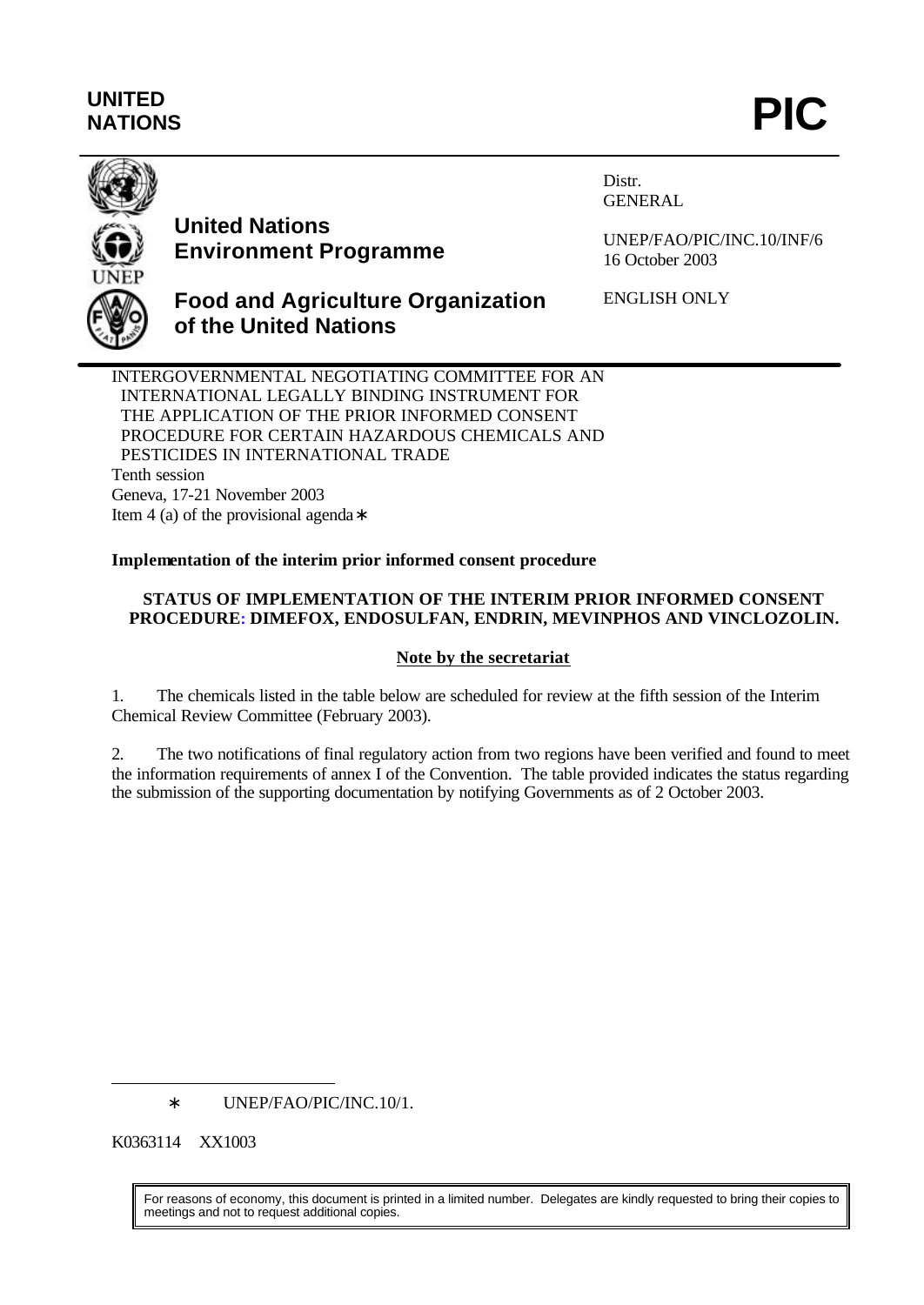**UNITED NATIONS** **PIC**

**United Nations Environment Programme**

**Food and Agriculture Organization of the United Nations**

Distr.
GENERAL

UNEP/FAO/PIC/INC.10/INF/6
16 October 2003

ENGLISH ONLY

INTERGOVERNMENTAL NEGOTIATING COMMITTEE FOR AN INTERNATIONAL LEGALLY BINDING INSTRUMENT FOR THE APPLICATION OF THE PRIOR INFORMED CONSENT PROCEDURE FOR CERTAIN HAZARDOUS CHEMICALS AND PESTICIDES IN INTERNATIONAL TRADE
Tenth session
Geneva, 17-21 November 2003
Item 4 (a) of the provisional agenda*

**Implementation of the interim prior informed consent procedure**

**STATUS OF IMPLEMENTATION OF THE INTERIM PRIOR INFORMED CONSENT PROCEDURE: DIMEFOX, ENDOSULFAN, ENDRIN, MEVINPHOS AND VINCLOZOLIN.**

**Note by the secretariat**

1. The chemicals listed in the table below are scheduled for review at the fifth session of the Interim Chemical Review Committee (February 2003).

2. The two notifications of final regulatory action from two regions have been verified and found to meet the information requirements of annex I of the Convention. The table provided indicates the status regarding the submission of the supporting documentation by notifying Governments as of 2 October 2003.

* UNEP/FAO/PIC/INC.10/1.

K0363114 XX1003

For reasons of economy, this document is printed in a limited number. Delegates are kindly requested to bring their copies to meetings and not to request additional copies.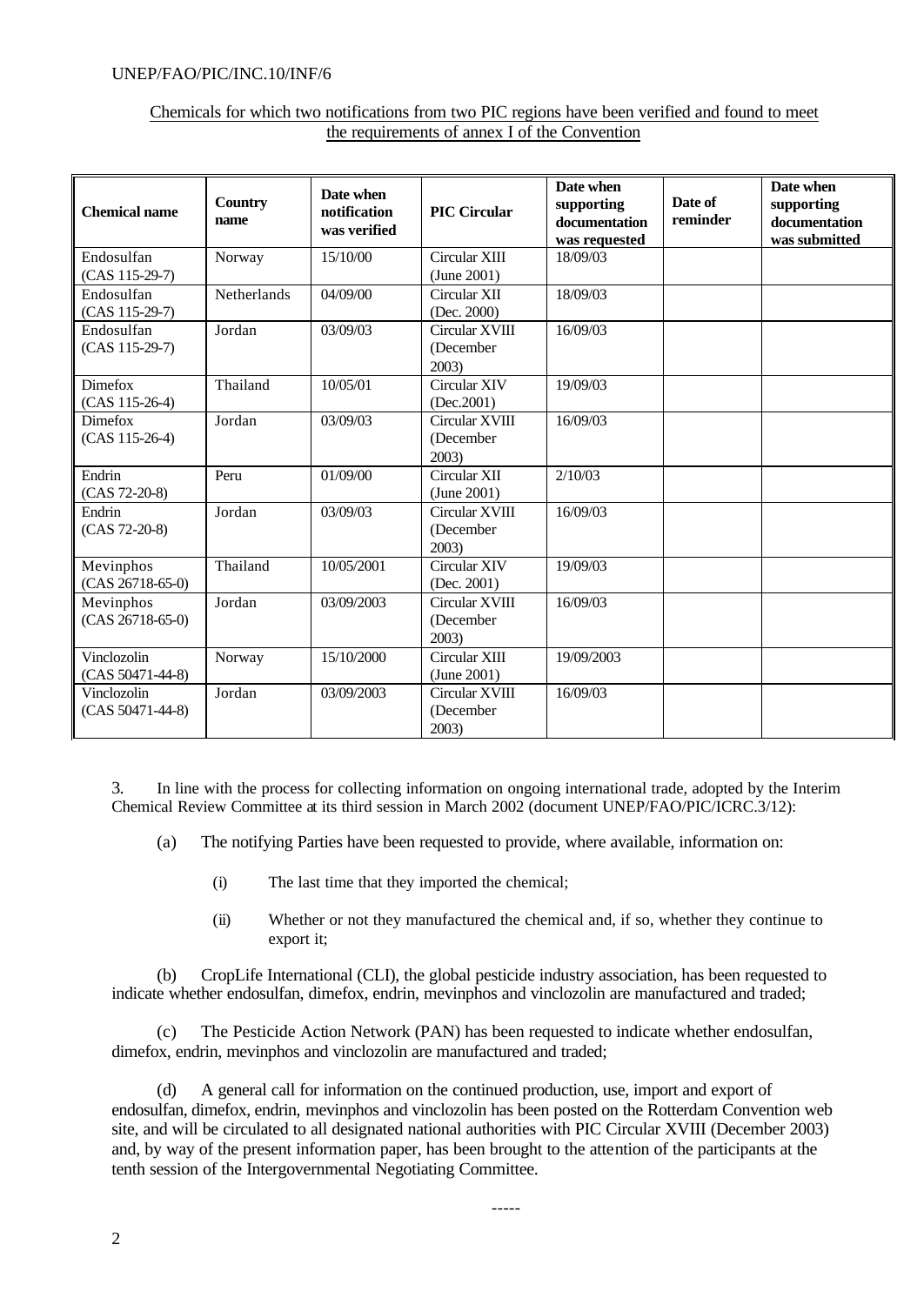Chemicals for which two notifications from two PIC regions have been verified and found to meet the requirements of annex I of the Convention

| Chemical name | Country name | Date when notification was verified | PIC Circular | Date when supporting documentation was requested | Date of reminder | Date when supporting documentation was submitted |
|---|---|---|---|---|---|---|
| Endosulfan (CAS 115-29-7) | Norway | 15/10/00 | Circular XIII (June 2001) | 18/09/03 | | |
| Endosulfan (CAS 115-29-7) | Netherlands | 04/09/00 | Circular XII (Dec. 2000) | 18/09/03 | | |
| Endosulfan (CAS 115-29-7) | Jordan | 03/09/03 | Circular XVIII (December 2003) | 16/09/03 | | |
| Dimefox (CAS 115-26-4) | Thailand | 10/05/01 | Circular XIV (Dec.2001) | 19/09/03 | | |
| Dimefox (CAS 115-26-4) | Jordan | 03/09/03 | Circular XVIII (December 2003) | 16/09/03 | | |
| Endrin (CAS 72-20-8) | Peru | 01/09/00 | Circular XII (June 2001) | 2/10/03 | | |
| Endrin (CAS 72-20-8) | Jordan | 03/09/03 | Circular XVIII (December 2003) | 16/09/03 | | |
| Mevinphos (CAS 26718-65-0) | Thailand | 10/05/2001 | Circular XIV (Dec. 2001) | 19/09/03 | | |
| Mevinphos (CAS 26718-65-0) | Jordan | 03/09/2003 | Circular XVIII (December 2003) | 16/09/03 | | |
| Vinclozolin (CAS 50471-44-8) | Norway | 15/10/2000 | Circular XIII (June 2001) | 19/09/2003 | | |
| Vinclozolin (CAS 50471-44-8) | Jordan | 03/09/2003 | Circular XVIII (December 2003) | 16/09/03 | | |

3. In line with the process for collecting information on ongoing international trade, adopted by the Interim Chemical Review Committee at its third session in March 2002 (document UNEP/FAO/PIC/ICRC.3/12):

(a) The notifying Parties have been requested to provide, where available, information on:

(i) The last time that they imported the chemical;

(ii) Whether or not they manufactured the chemical and, if so, whether they continue to export it;

(b) CropLife International (CLI), the global pesticide industry association, has been requested to indicate whether endosulfan, dimefox, endrin, mevinphos and vinclozolin are manufactured and traded;

(c) The Pesticide Action Network (PAN) has been requested to indicate whether endosulfan, dimefox, endrin, mevinphos and vinclozolin are manufactured and traded;

(d) A general call for information on the continued production, use, import and export of endosulfan, dimefox, endrin, mevinphos and vinclozolin has been posted on the Rotterdam Convention web site, and will be circulated to all designated national authorities with PIC Circular XVIII (December 2003) and, by way of the present information paper, has been brought to the attention of the participants at the tenth session of the Intergovernmental Negotiating Committee.

-----